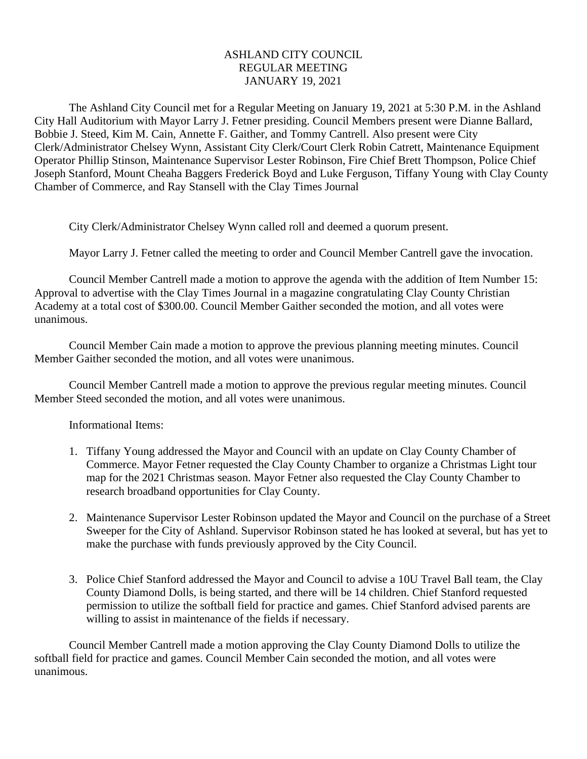ASHLAND CITY COUNCIL
REGULAR MEETING
JANUARY 19, 2021

The Ashland City Council met for a Regular Meeting on January 19, 2021 at 5:30 P.M. in the Ashland City Hall Auditorium with Mayor Larry J. Fetner presiding. Council Members present were Dianne Ballard, Bobbie J. Steed, Kim M. Cain, Annette F. Gaither, and Tommy Cantrell. Also present were City Clerk/Administrator Chelsey Wynn, Assistant City Clerk/Court Clerk Robin Catrett, Maintenance Equipment Operator Phillip Stinson, Maintenance Supervisor Lester Robinson, Fire Chief Brett Thompson, Police Chief Joseph Stanford, Mount Cheaha Baggers Frederick Boyd and Luke Ferguson, Tiffany Young with Clay County Chamber of Commerce, and Ray Stansell with the Clay Times Journal

City Clerk/Administrator Chelsey Wynn called roll and deemed a quorum present.

Mayor Larry J. Fetner called the meeting to order and Council Member Cantrell gave the invocation.

Council Member Cantrell made a motion to approve the agenda with the addition of Item Number 15: Approval to advertise with the Clay Times Journal in a magazine congratulating Clay County Christian Academy at a total cost of $300.00. Council Member Gaither seconded the motion, and all votes were unanimous.

Council Member Cain made a motion to approve the previous planning meeting minutes. Council Member Gaither seconded the motion, and all votes were unanimous.

Council Member Cantrell made a motion to approve the previous regular meeting minutes. Council Member Steed seconded the motion, and all votes were unanimous.

Informational Items:

1. Tiffany Young addressed the Mayor and Council with an update on Clay County Chamber of Commerce. Mayor Fetner requested the Clay County Chamber to organize a Christmas Light tour map for the 2021 Christmas season. Mayor Fetner also requested the Clay County Chamber to research broadband opportunities for Clay County.

2. Maintenance Supervisor Lester Robinson updated the Mayor and Council on the purchase of a Street Sweeper for the City of Ashland. Supervisor Robinson stated he has looked at several, but has yet to make the purchase with funds previously approved by the City Council.

3. Police Chief Stanford addressed the Mayor and Council to advise a 10U Travel Ball team, the Clay County Diamond Dolls, is being started, and there will be 14 children. Chief Stanford requested permission to utilize the softball field for practice and games. Chief Stanford advised parents are willing to assist in maintenance of the fields if necessary.

Council Member Cantrell made a motion approving the Clay County Diamond Dolls to utilize the softball field for practice and games. Council Member Cain seconded the motion, and all votes were unanimous.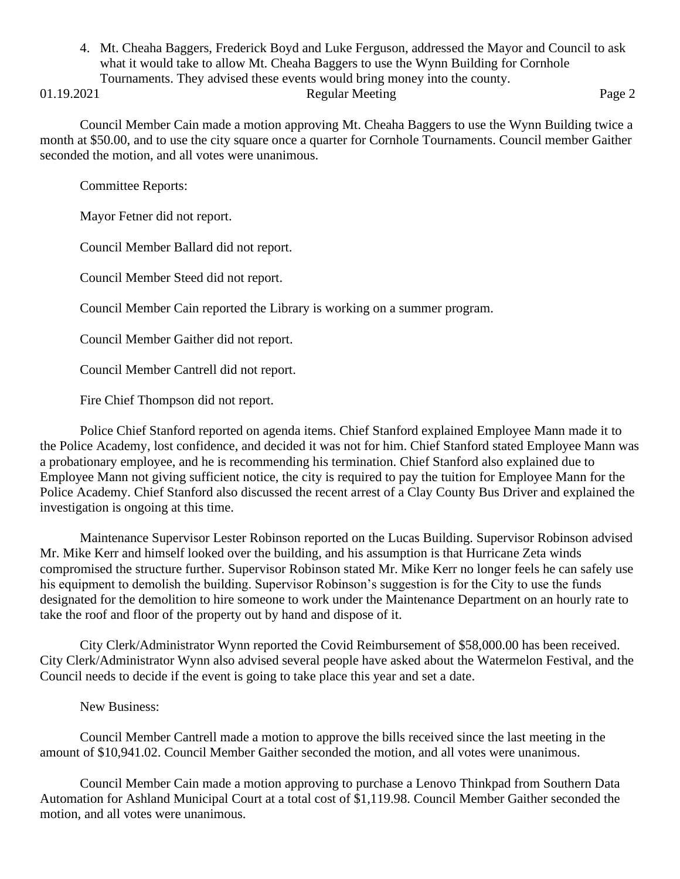4. Mt. Cheaha Baggers, Frederick Boyd and Luke Ferguson, addressed the Mayor and Council to ask what it would take to allow Mt. Cheaha Baggers to use the Wynn Building for Cornhole Tournaments. They advised these events would bring money into the county.

Council Member Cain made a motion approving Mt. Cheaha Baggers to use the Wynn Building twice a month at $50.00, and to use the city square once a quarter for Cornhole Tournaments. Council member Gaither seconded the motion, and all votes were unanimous.

Committee Reports:

Mayor Fetner did not report.

Council Member Ballard did not report.

Council Member Steed did not report.

Council Member Cain reported the Library is working on a summer program.

Council Member Gaither did not report.

Council Member Cantrell did not report.

Fire Chief Thompson did not report.

Police Chief Stanford reported on agenda items. Chief Stanford explained Employee Mann made it to the Police Academy, lost confidence, and decided it was not for him. Chief Stanford stated Employee Mann was a probationary employee, and he is recommending his termination. Chief Stanford also explained due to Employee Mann not giving sufficient notice, the city is required to pay the tuition for Employee Mann for the Police Academy. Chief Stanford also discussed the recent arrest of a Clay County Bus Driver and explained the investigation is ongoing at this time.

Maintenance Supervisor Lester Robinson reported on the Lucas Building. Supervisor Robinson advised Mr. Mike Kerr and himself looked over the building, and his assumption is that Hurricane Zeta winds compromised the structure further. Supervisor Robinson stated Mr. Mike Kerr no longer feels he can safely use his equipment to demolish the building. Supervisor Robinson's suggestion is for the City to use the funds designated for the demolition to hire someone to work under the Maintenance Department on an hourly rate to take the roof and floor of the property out by hand and dispose of it.

City Clerk/Administrator Wynn reported the Covid Reimbursement of $58,000.00 has been received. City Clerk/Administrator Wynn also advised several people have asked about the Watermelon Festival, and the Council needs to decide if the event is going to take place this year and set a date.

New Business:

Council Member Cantrell made a motion to approve the bills received since the last meeting in the amount of $10,941.02. Council Member Gaither seconded the motion, and all votes were unanimous.

Council Member Cain made a motion approving to purchase a Lenovo Thinkpad from Southern Data Automation for Ashland Municipal Court at a total cost of $1,119.98. Council Member Gaither seconded the motion, and all votes were unanimous.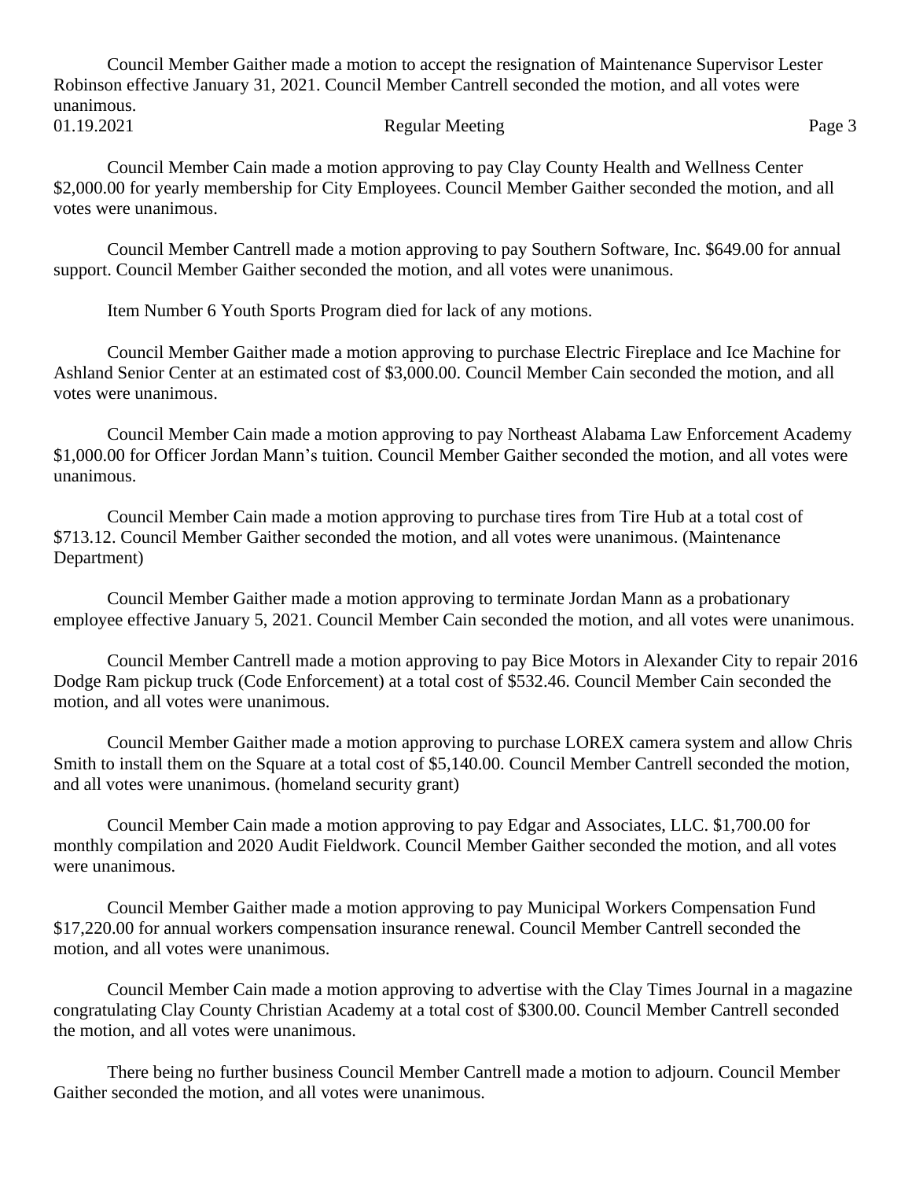Council Member Gaither made a motion to accept the resignation of Maintenance Supervisor Lester Robinson effective January 31, 2021. Council Member Cantrell seconded the motion, and all votes were unanimous.

Council Member Cain made a motion approving to pay Clay County Health and Wellness Center $2,000.00 for yearly membership for City Employees. Council Member Gaither seconded the motion, and all votes were unanimous.

Council Member Cantrell made a motion approving to pay Southern Software, Inc. $649.00 for annual support. Council Member Gaither seconded the motion, and all votes were unanimous.

Item Number 6 Youth Sports Program died for lack of any motions.

Council Member Gaither made a motion approving to purchase Electric Fireplace and Ice Machine for Ashland Senior Center at an estimated cost of $3,000.00. Council Member Cain seconded the motion, and all votes were unanimous.

Council Member Cain made a motion approving to pay Northeast Alabama Law Enforcement Academy $1,000.00 for Officer Jordan Mann's tuition. Council Member Gaither seconded the motion, and all votes were unanimous.

Council Member Cain made a motion approving to purchase tires from Tire Hub at a total cost of $713.12. Council Member Gaither seconded the motion, and all votes were unanimous. (Maintenance Department)

Council Member Gaither made a motion approving to terminate Jordan Mann as a probationary employee effective January 5, 2021. Council Member Cain seconded the motion, and all votes were unanimous.

Council Member Cantrell made a motion approving to pay Bice Motors in Alexander City to repair 2016 Dodge Ram pickup truck (Code Enforcement) at a total cost of $532.46. Council Member Cain seconded the motion, and all votes were unanimous.

Council Member Gaither made a motion approving to purchase LOREX camera system and allow Chris Smith to install them on the Square at a total cost of $5,140.00. Council Member Cantrell seconded the motion, and all votes were unanimous. (homeland security grant)

Council Member Cain made a motion approving to pay Edgar and Associates, LLC. $1,700.00 for monthly compilation and 2020 Audit Fieldwork. Council Member Gaither seconded the motion, and all votes were unanimous.

Council Member Gaither made a motion approving to pay Municipal Workers Compensation Fund $17,220.00 for annual workers compensation insurance renewal. Council Member Cantrell seconded the motion, and all votes were unanimous.

Council Member Cain made a motion approving to advertise with the Clay Times Journal in a magazine congratulating Clay County Christian Academy at a total cost of $300.00. Council Member Cantrell seconded the motion, and all votes were unanimous.

There being no further business Council Member Cantrell made a motion to adjourn. Council Member Gaither seconded the motion, and all votes were unanimous.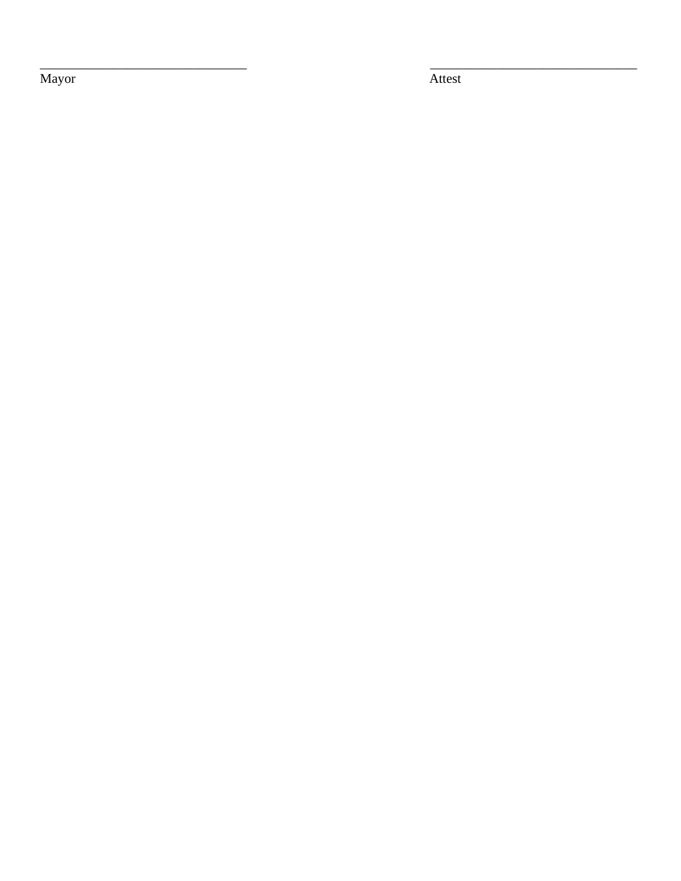\_\_\_\_\_\_\_\_\_\_\_\_\_\_\_\_\_\_\_\_\_\_\_\_\_\_\_\_\_\_\_\_
Mayor

\_\_\_\_\_\_\_\_\_\_\_\_\_\_\_\_\_\_\_\_\_\_\_\_\_\_\_\_\_\_\_\_
Attest